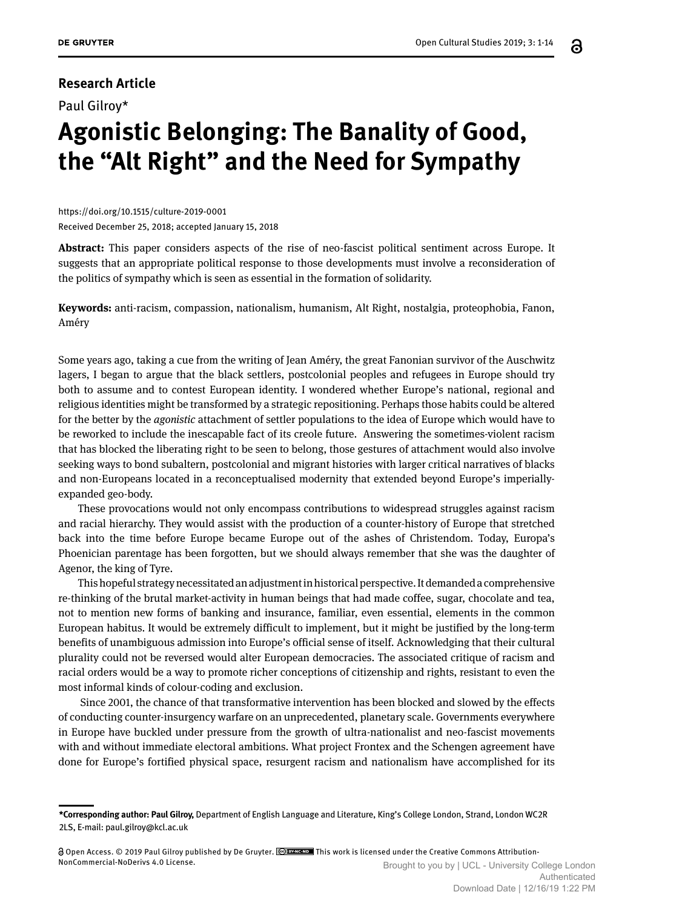**Research Article**

Paul Gilroy*

# Agonistic Belonging: The Banality of Good, the “Alt Right” and the Need for Sympathy

https://doi.org/10.1515/culture-2019-0001
Received December 25, 2018; accepted January 15, 2018

**Abstract:** This paper considers aspects of the rise of neo-fascist political sentiment across Europe. It suggests that an appropriate political response to those developments must involve a reconsideration of the politics of sympathy which is seen as essential in the formation of solidarity.

**Keywords:** anti-racism, compassion, nationalism, humanism, Alt Right, nostalgia, proteophobia, Fanon, Améry

Some years ago, taking a cue from the writing of Jean Améry, the great Fanonian survivor of the Auschwitz lagers, I began to argue that the black settlers, postcolonial peoples and refugees in Europe should try both to assume and to contest European identity. I wondered whether Europe’s national, regional and religious identities might be transformed by a strategic repositioning. Perhaps those habits could be altered for the better by the *agonistic* attachment of settler populations to the idea of Europe which would have to be reworked to include the inescapable fact of its creole future. Answering the sometimes-violent racism that has blocked the liberating right to be seen to belong, those gestures of attachment would also involve seeking ways to bond subaltern, postcolonial and migrant histories with larger critical narratives of blacks and non-Europeans located in a reconceptualised modernity that extended beyond Europe’s imperially-expanded geo-body.

These provocations would not only encompass contributions to widespread struggles against racism and racial hierarchy. They would assist with the production of a counter-history of Europe that stretched back into the time before Europe became Europe out of the ashes of Christendom. Today, Europa’s Phoenician parentage has been forgotten, but we should always remember that she was the daughter of Agenor, the king of Tyre.

This hopeful strategy necessitated an adjustment in historical perspective. It demanded a comprehensive re-thinking of the brutal market-activity in human beings that had made coffee, sugar, chocolate and tea, not to mention new forms of banking and insurance, familiar, even essential, elements in the common European habitus. It would be extremely difficult to implement, but it might be justified by the long-term benefits of unambiguous admission into Europe’s official sense of itself. Acknowledging that their cultural plurality could not be reversed would alter European democracies. The associated critique of racism and racial orders would be a way to promote richer conceptions of citizenship and rights, resistant to even the most informal kinds of colour-coding and exclusion.

Since 2001, the chance of that transformative intervention has been blocked and slowed by the effects of conducting counter-insurgency warfare on an unprecedented, planetary scale. Governments everywhere in Europe have buckled under pressure from the growth of ultra-nationalist and neo-fascist movements with and without immediate electoral ambitions. What project Frontex and the Schengen agreement have done for Europe’s fortified physical space, resurgent racism and nationalism have accomplished for its

---

***Corresponding author: Paul Gilroy,** Department of English Language and Literature, King’s College London, Strand, London WC2R 2LS, E-mail: paul.gilroy@kcl.ac.uk

Open Access. © 2019 Paul Gilroy published by De Gruyter. This work is licensed under the Creative Commons Attribution-NonCommercial-NoDerivs 4.0 License.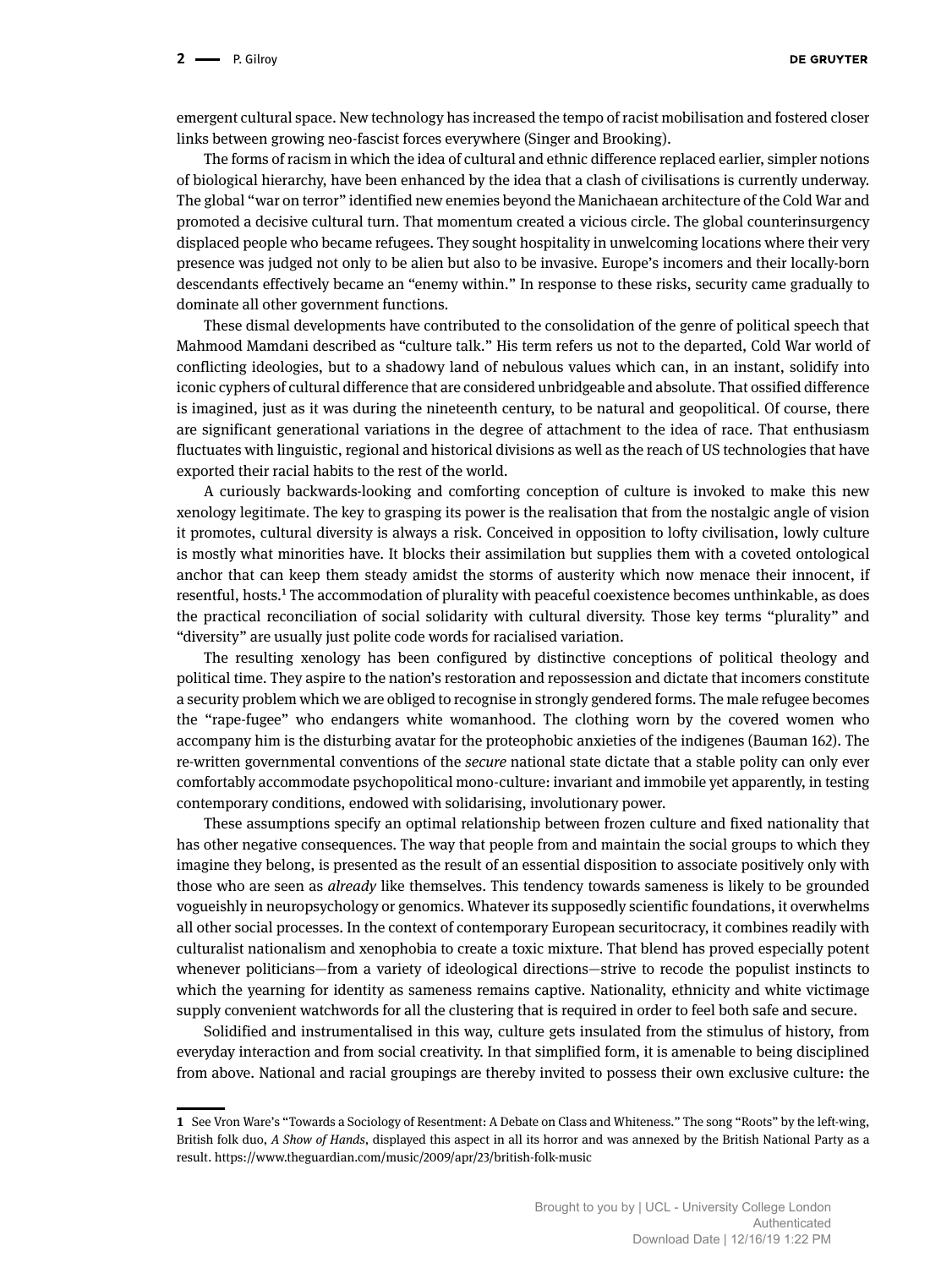emergent cultural space. New technology has increased the tempo of racist mobilisation and fostered closer links between growing neo-fascist forces everywhere (Singer and Brooking).

The forms of racism in which the idea of cultural and ethnic difference replaced earlier, simpler notions of biological hierarchy, have been enhanced by the idea that a clash of civilisations is currently underway. The global "war on terror" identified new enemies beyond the Manichaean architecture of the Cold War and promoted a decisive cultural turn. That momentum created a vicious circle. The global counterinsurgency displaced people who became refugees. They sought hospitality in unwelcoming locations where their very presence was judged not only to be alien but also to be invasive. Europe's incomers and their locally-born descendants effectively became an "enemy within." In response to these risks, security came gradually to dominate all other government functions.

These dismal developments have contributed to the consolidation of the genre of political speech that Mahmood Mamdani described as "culture talk." His term refers us not to the departed, Cold War world of conflicting ideologies, but to a shadowy land of nebulous values which can, in an instant, solidify into iconic cyphers of cultural difference that are considered unbridgeable and absolute. That ossified difference is imagined, just as it was during the nineteenth century, to be natural and geopolitical. Of course, there are significant generational variations in the degree of attachment to the idea of race. That enthusiasm fluctuates with linguistic, regional and historical divisions as well as the reach of US technologies that have exported their racial habits to the rest of the world.

A curiously backwards-looking and comforting conception of culture is invoked to make this new xenology legitimate. The key to grasping its power is the realisation that from the nostalgic angle of vision it promotes, cultural diversity is always a risk. Conceived in opposition to lofty civilisation, lowly culture is mostly what minorities have. It blocks their assimilation but supplies them with a coveted ontological anchor that can keep them steady amidst the storms of austerity which now menace their innocent, if resentful, hosts.[1] The accommodation of plurality with peaceful coexistence becomes unthinkable, as does the practical reconciliation of social solidarity with cultural diversity. Those key terms "plurality" and "diversity" are usually just polite code words for racialised variation.

The resulting xenology has been configured by distinctive conceptions of political theology and political time. They aspire to the nation's restoration and repossession and dictate that incomers constitute a security problem which we are obliged to recognise in strongly gendered forms. The male refugee becomes the "rape-fugee" who endangers white womanhood. The clothing worn by the covered women who accompany him is the disturbing avatar for the proteophobic anxieties of the indigenes (Bauman 162). The re-written governmental conventions of the *secure* national state dictate that a stable polity can only ever comfortably accommodate psychopolitical mono-culture: invariant and immobile yet apparently, in testing contemporary conditions, endowed with solidarising, involutionary power.

These assumptions specify an optimal relationship between frozen culture and fixed nationality that has other negative consequences. The way that people from and maintain the social groups to which they imagine they belong, is presented as the result of an essential disposition to associate positively only with those who are seen as *already* like themselves. This tendency towards sameness is likely to be grounded vogueishly in neuropsychology or genomics. Whatever its supposedly scientific foundations, it overwhelms all other social processes. In the context of contemporary European securitocracy, it combines readily with culturalist nationalism and xenophobia to create a toxic mixture. That blend has proved especially potent whenever politicians—from a variety of ideological directions—strive to recode the populist instincts to which the yearning for identity as sameness remains captive. Nationality, ethnicity and white victimage supply convenient watchwords for all the clustering that is required in order to feel both safe and secure.

Solidified and instrumentalised in this way, culture gets insulated from the stimulus of history, from everyday interaction and from social creativity. In that simplified form, it is amenable to being disciplined from above. National and racial groupings are thereby invited to possess their own exclusive culture: the

---

[1] See Vron Ware's "Towards a Sociology of Resentment: A Debate on Class and Whiteness." The song "Roots" by the left-wing, British folk duo, *A Show of Hands*, displayed this aspect in all its horror and was annexed by the British National Party as a result. https://www.theguardian.com/music/2009/apr/23/british-folk-music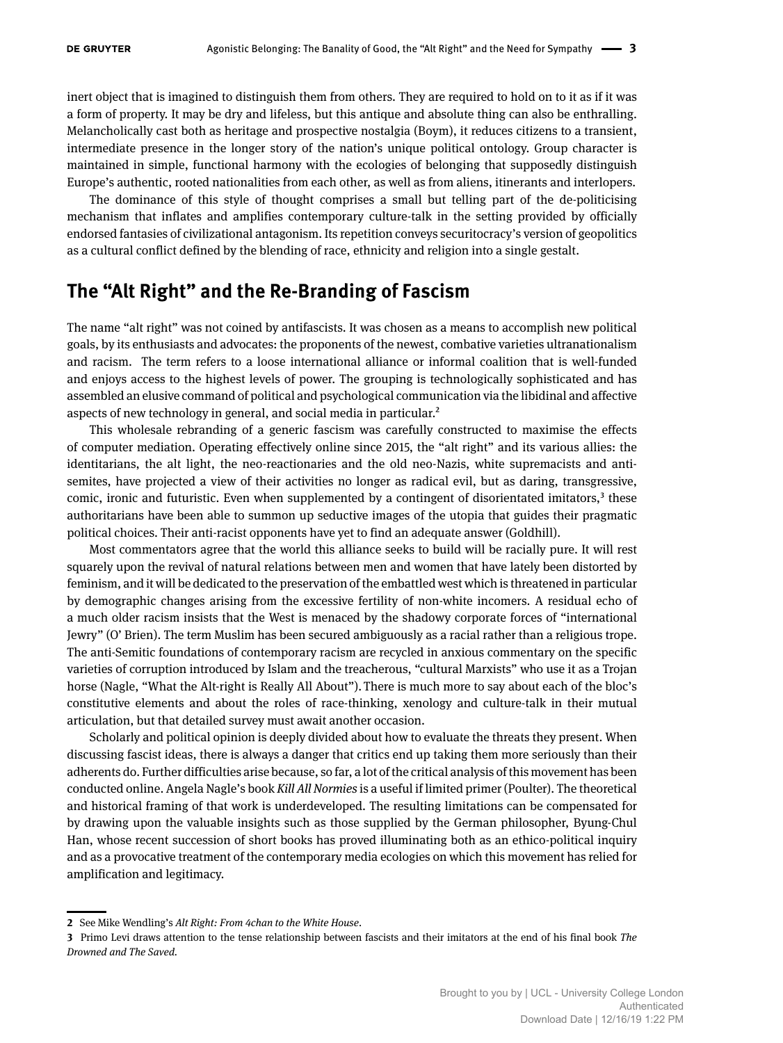inert object that is imagined to distinguish them from others. They are required to hold on to it as if it was a form of property. It may be dry and lifeless, but this antique and absolute thing can also be enthralling. Melancholically cast both as heritage and prospective nostalgia (Boym), it reduces citizens to a transient, intermediate presence in the longer story of the nation's unique political ontology. Group character is maintained in simple, functional harmony with the ecologies of belonging that supposedly distinguish Europe's authentic, rooted nationalities from each other, as well as from aliens, itinerants and interlopers.

The dominance of this style of thought comprises a small but telling part of the de-politicising mechanism that inflates and amplifies contemporary culture-talk in the setting provided by officially endorsed fantasies of civilizational antagonism. Its repetition conveys securitocracy's version of geopolitics as a cultural conflict defined by the blending of race, ethnicity and religion into a single gestalt.

## The "Alt Right" and the Re-Branding of Fascism

The name "alt right" was not coined by antifascists. It was chosen as a means to accomplish new political goals, by its enthusiasts and advocates: the proponents of the newest, combative varieties ultranationalism and racism. The term refers to a loose international alliance or informal coalition that is well-funded and enjoys access to the highest levels of power. The grouping is technologically sophisticated and has assembled an elusive command of political and psychological communication via the libidinal and affective aspects of new technology in general, and social media in particular.[2]

This wholesale rebranding of a generic fascism was carefully constructed to maximise the effects of computer mediation. Operating effectively online since 2015, the "alt right" and its various allies: the identitarians, the alt light, the neo-reactionaries and the old neo-Nazis, white supremacists and anti-semites, have projected a view of their activities no longer as radical evil, but as daring, transgressive, comic, ironic and futuristic. Even when supplemented by a contingent of disorientated imitators,[3] these authoritarians have been able to summon up seductive images of the utopia that guides their pragmatic political choices. Their anti-racist opponents have yet to find an adequate answer (Goldhill).

Most commentators agree that the world this alliance seeks to build will be racially pure. It will rest squarely upon the revival of natural relations between men and women that have lately been distorted by feminism, and it will be dedicated to the preservation of the embattled west which is threatened in particular by demographic changes arising from the excessive fertility of non-white incomers. A residual echo of a much older racism insists that the West is menaced by the shadowy corporate forces of "international Jewry" (O' Brien). The term Muslim has been secured ambiguously as a racial rather than a religious trope. The anti-Semitic foundations of contemporary racism are recycled in anxious commentary on the specific varieties of corruption introduced by Islam and the treacherous, "cultural Marxists" who use it as a Trojan horse (Nagle, "What the Alt-right is Really All About"). There is much more to say about each of the bloc's constitutive elements and about the roles of race-thinking, xenology and culture-talk in their mutual articulation, but that detailed survey must await another occasion.

Scholarly and political opinion is deeply divided about how to evaluate the threats they present. When discussing fascist ideas, there is always a danger that critics end up taking them more seriously than their adherents do. Further difficulties arise because, so far, a lot of the critical analysis of this movement has been conducted online. Angela Nagle's book *Kill All Normies* is a useful if limited primer (Poulter). The theoretical and historical framing of that work is underdeveloped. The resulting limitations can be compensated for by drawing upon the valuable insights such as those supplied by the German philosopher, Byung-Chul Han, whose recent succession of short books has proved illuminating both as an ethico-political inquiry and as a provocative treatment of the contemporary media ecologies on which this movement has relied for amplification and legitimacy.

---

**2** See Mike Wendling's *Alt Right: From 4chan to the White House*.

**3** Primo Levi draws attention to the tense relationship between fascists and their imitators at the end of his final book *The Drowned and The Saved*.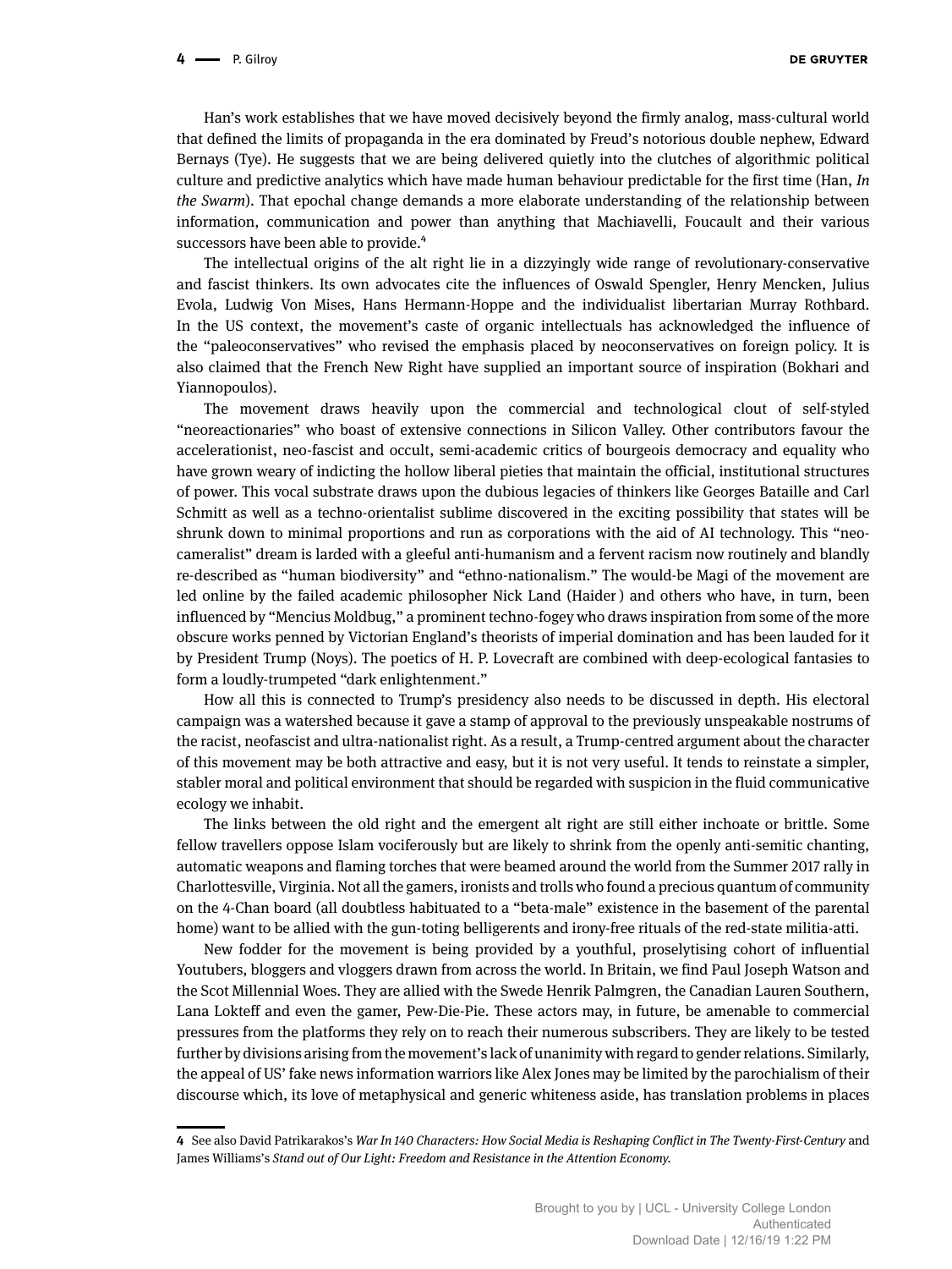Han's work establishes that we have moved decisively beyond the firmly analog, mass-cultural world that defined the limits of propaganda in the era dominated by Freud's notorious double nephew, Edward Bernays (Tye). He suggests that we are being delivered quietly into the clutches of algorithmic political culture and predictive analytics which have made human behaviour predictable for the first time (Han, *In the Swarm*). That epochal change demands a more elaborate understanding of the relationship between information, communication and power than anything that Machiavelli, Foucault and their various successors have been able to provide.[4]

The intellectual origins of the alt right lie in a dizzyingly wide range of revolutionary-conservative and fascist thinkers. Its own advocates cite the influences of Oswald Spengler, Henry Mencken, Julius Evola, Ludwig Von Mises, Hans Hermann-Hoppe and the individualist libertarian Murray Rothbard. In the US context, the movement's caste of organic intellectuals has acknowledged the influence of the "paleoconservatives" who revised the emphasis placed by neoconservatives on foreign policy. It is also claimed that the French New Right have supplied an important source of inspiration (Bokhari and Yiannopoulos).

The movement draws heavily upon the commercial and technological clout of self-styled "neoreactionaries" who boast of extensive connections in Silicon Valley. Other contributors favour the accelerationist, neo-fascist and occult, semi-academic critics of bourgeois democracy and equality who have grown weary of indicting the hollow liberal pieties that maintain the official, institutional structures of power. This vocal substrate draws upon the dubious legacies of thinkers like Georges Bataille and Carl Schmitt as well as a techno-orientalist sublime discovered in the exciting possibility that states will be shrunk down to minimal proportions and run as corporations with the aid of AI technology. This "neo-cameralist" dream is larded with a gleeful anti-humanism and a fervent racism now routinely and blandly re-described as "human biodiversity" and "ethno-nationalism." The would-be Magi of the movement are led online by the failed academic philosopher Nick Land (Haider ) and others who have, in turn, been influenced by "Mencius Moldbug," a prominent techno-fogey who draws inspiration from some of the more obscure works penned by Victorian England's theorists of imperial domination and has been lauded for it by President Trump (Noys). The poetics of H. P. Lovecraft are combined with deep-ecological fantasies to form a loudly-trumpeted "dark enlightenment."

How all this is connected to Trump's presidency also needs to be discussed in depth. His electoral campaign was a watershed because it gave a stamp of approval to the previously unspeakable nostrums of the racist, neofascist and ultra-nationalist right. As a result, a Trump-centred argument about the character of this movement may be both attractive and easy, but it is not very useful. It tends to reinstate a simpler, stabler moral and political environment that should be regarded with suspicion in the fluid communicative ecology we inhabit.

The links between the old right and the emergent alt right are still either inchoate or brittle. Some fellow travellers oppose Islam vociferously but are likely to shrink from the openly anti-semitic chanting, automatic weapons and flaming torches that were beamed around the world from the Summer 2017 rally in Charlottesville, Virginia. Not all the gamers, ironists and trolls who found a precious quantum of community on the 4-Chan board (all doubtless habituated to a "beta-male" existence in the basement of the parental home) want to be allied with the gun-toting belligerents and irony-free rituals of the red-state militia-atti.

New fodder for the movement is being provided by a youthful, proselytising cohort of influential Youtubers, bloggers and vloggers drawn from across the world. In Britain, we find Paul Joseph Watson and the Scot Millennial Woes. They are allied with the Swede Henrik Palmgren, the Canadian Lauren Southern, Lana Lokteff and even the gamer, Pew-Die-Pie. These actors may, in future, be amenable to commercial pressures from the platforms they rely on to reach their numerous subscribers. They are likely to be tested further by divisions arising from the movement's lack of unanimity with regard to gender relations. Similarly, the appeal of US' fake news information warriors like Alex Jones may be limited by the parochialism of their discourse which, its love of metaphysical and generic whiteness aside, has translation problems in places

---

[4] See also David Patrikarakos's *War In 140 Characters: How Social Media is Reshaping Conflict in The Twenty-First-Century* and James Williams's *Stand out of Our Light: Freedom and Resistance in the Attention Economy.*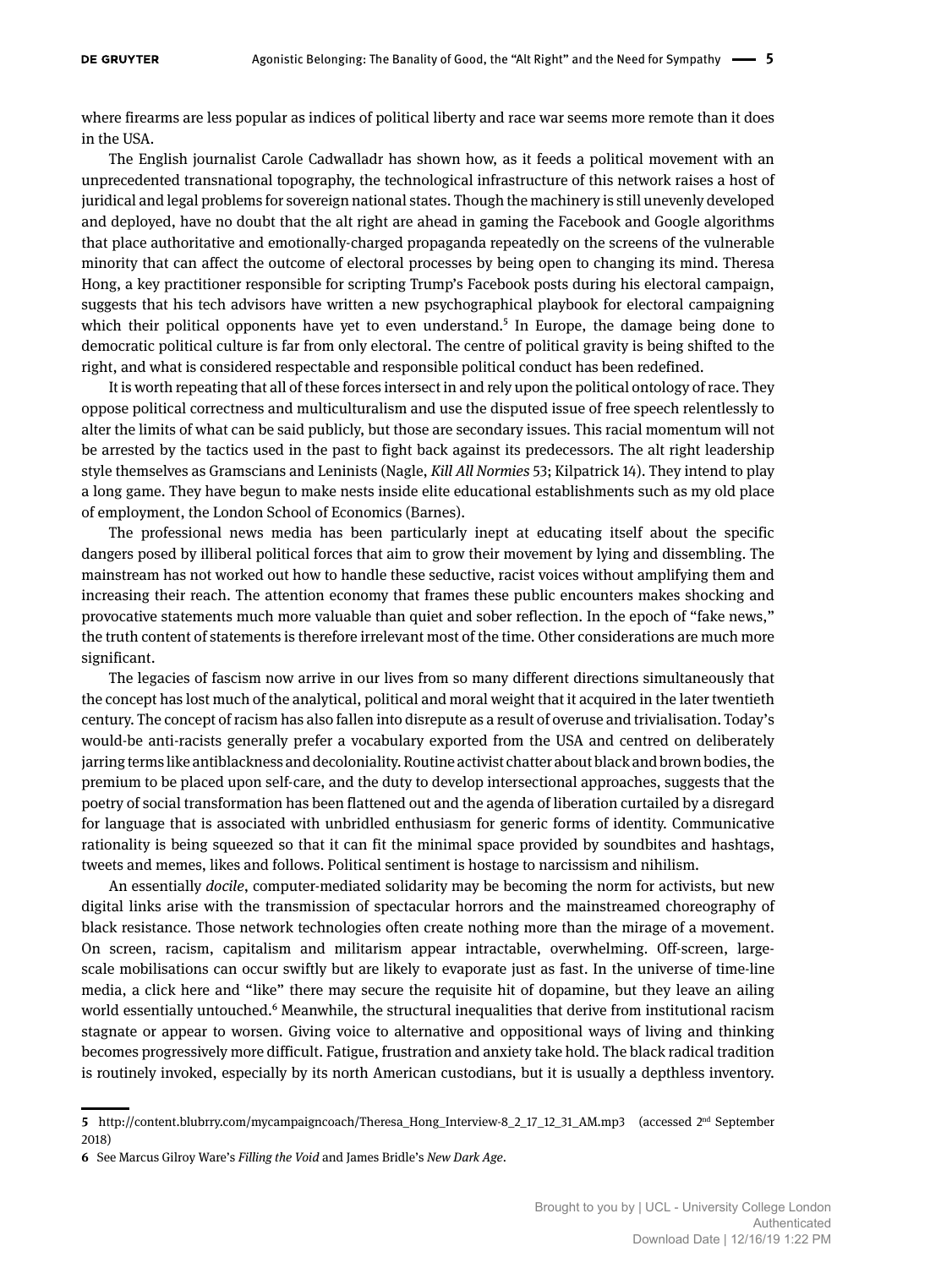where firearms are less popular as indices of political liberty and race war seems more remote than it does in the USA.

The English journalist Carole Cadwalladr has shown how, as it feeds a political movement with an unprecedented transnational topography, the technological infrastructure of this network raises a host of juridical and legal problems for sovereign national states. Though the machinery is still unevenly developed and deployed, have no doubt that the alt right are ahead in gaming the Facebook and Google algorithms that place authoritative and emotionally-charged propaganda repeatedly on the screens of the vulnerable minority that can affect the outcome of electoral processes by being open to changing its mind. Theresa Hong, a key practitioner responsible for scripting Trump's Facebook posts during his electoral campaign, suggests that his tech advisors have written a new psychographical playbook for electoral campaigning which their political opponents have yet to even understand.[5] In Europe, the damage being done to democratic political culture is far from only electoral. The centre of political gravity is being shifted to the right, and what is considered respectable and responsible political conduct has been redefined.

It is worth repeating that all of these forces intersect in and rely upon the political ontology of race. They oppose political correctness and multiculturalism and use the disputed issue of free speech relentlessly to alter the limits of what can be said publicly, but those are secondary issues. This racial momentum will not be arrested by the tactics used in the past to fight back against its predecessors. The alt right leadership style themselves as Gramscians and Leninists (Nagle, *Kill All Normies* 53; Kilpatrick 14). They intend to play a long game. They have begun to make nests inside elite educational establishments such as my old place of employment, the London School of Economics (Barnes).

The professional news media has been particularly inept at educating itself about the specific dangers posed by illiberal political forces that aim to grow their movement by lying and dissembling. The mainstream has not worked out how to handle these seductive, racist voices without amplifying them and increasing their reach. The attention economy that frames these public encounters makes shocking and provocative statements much more valuable than quiet and sober reflection. In the epoch of "fake news," the truth content of statements is therefore irrelevant most of the time. Other considerations are much more significant.

The legacies of fascism now arrive in our lives from so many different directions simultaneously that the concept has lost much of the analytical, political and moral weight that it acquired in the later twentieth century. The concept of racism has also fallen into disrepute as a result of overuse and trivialisation. Today's would-be anti-racists generally prefer a vocabulary exported from the USA and centred on deliberately jarring terms like antiblackness and decoloniality. Routine activist chatter about black and brown bodies, the premium to be placed upon self-care, and the duty to develop intersectional approaches, suggests that the poetry of social transformation has been flattened out and the agenda of liberation curtailed by a disregard for language that is associated with unbridled enthusiasm for generic forms of identity. Communicative rationality is being squeezed so that it can fit the minimal space provided by soundbites and hashtags, tweets and memes, likes and follows. Political sentiment is hostage to narcissism and nihilism.

An essentially *docile*, computer-mediated solidarity may be becoming the norm for activists, but new digital links arise with the transmission of spectacular horrors and the mainstreamed choreography of black resistance. Those network technologies often create nothing more than the mirage of a movement. On screen, racism, capitalism and militarism appear intractable, overwhelming. Off-screen, large-scale mobilisations can occur swiftly but are likely to evaporate just as fast. In the universe of time-line media, a click here and "like" there may secure the requisite hit of dopamine, but they leave an ailing world essentially untouched.[6] Meanwhile, the structural inequalities that derive from institutional racism stagnate or appear to worsen. Giving voice to alternative and oppositional ways of living and thinking becomes progressively more difficult. Fatigue, frustration and anxiety take hold. The black radical tradition is routinely invoked, especially by its north American custodians, but it is usually a depthless inventory.

---

5 http://content.blubrry.com/mycampaigncoach/Theresa_Hong_Interview-8_2_17_12_31_AM.mp3 (accessed 2nd September 2018)

6 See Marcus Gilroy Ware's *Filling the Void* and James Bridle's *New Dark Age*.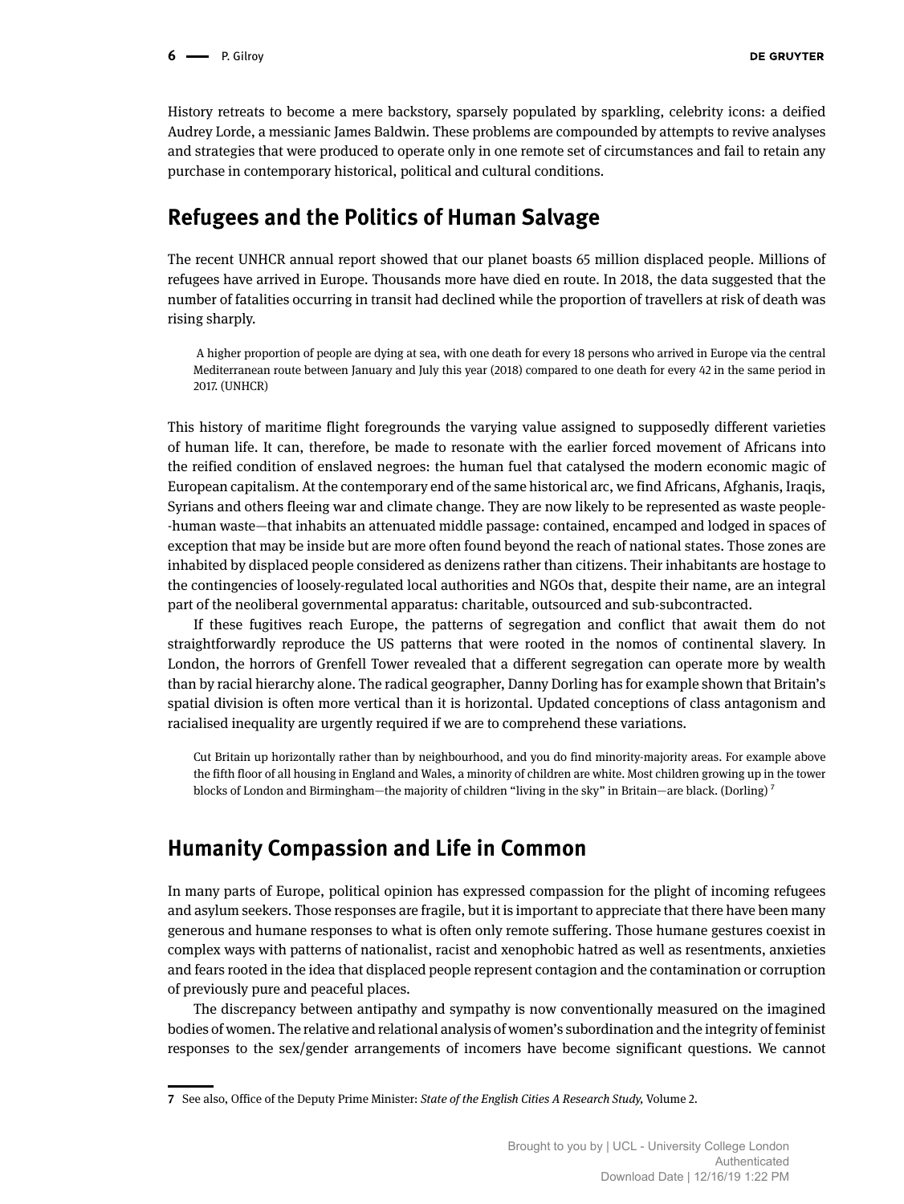History retreats to become a mere backstory, sparsely populated by sparkling, celebrity icons: a deified Audrey Lorde, a messianic James Baldwin. These problems are compounded by attempts to revive analyses and strategies that were produced to operate only in one remote set of circumstances and fail to retain any purchase in contemporary historical, political and cultural conditions.

## Refugees and the Politics of Human Salvage

The recent UNHCR annual report showed that our planet boasts 65 million displaced people. Millions of refugees have arrived in Europe. Thousands more have died en route. In 2018, the data suggested that the number of fatalities occurring in transit had declined while the proportion of travellers at risk of death was rising sharply.

> A higher proportion of people are dying at sea, with one death for every 18 persons who arrived in Europe via the central Mediterranean route between January and July this year (2018) compared to one death for every 42 in the same period in 2017. (UNHCR)

This history of maritime flight foregrounds the varying value assigned to supposedly different varieties of human life. It can, therefore, be made to resonate with the earlier forced movement of Africans into the reified condition of enslaved negroes: the human fuel that catalysed the modern economic magic of European capitalism. At the contemporary end of the same historical arc, we find Africans, Afghanis, Iraqis, Syrians and others fleeing war and climate change. They are now likely to be represented as waste people--human waste—that inhabits an attenuated middle passage: contained, encamped and lodged in spaces of exception that may be inside but are more often found beyond the reach of national states. Those zones are inhabited by displaced people considered as denizens rather than citizens. Their inhabitants are hostage to the contingencies of loosely-regulated local authorities and NGOs that, despite their name, are an integral part of the neoliberal governmental apparatus: charitable, outsourced and sub-subcontracted.

If these fugitives reach Europe, the patterns of segregation and conflict that await them do not straightforwardly reproduce the US patterns that were rooted in the nomos of continental slavery. In London, the horrors of Grenfell Tower revealed that a different segregation can operate more by wealth than by racial hierarchy alone. The radical geographer, Danny Dorling has for example shown that Britain's spatial division is often more vertical than it is horizontal. Updated conceptions of class antagonism and racialised inequality are urgently required if we are to comprehend these variations.

> Cut Britain up horizontally rather than by neighbourhood, and you do find minority-majority areas. For example above the fifth floor of all housing in England and Wales, a minority of children are white. Most children growing up in the tower blocks of London and Birmingham—the majority of children "living in the sky" in Britain—are black. (Dorling) [7]

## Humanity Compassion and Life in Common

In many parts of Europe, political opinion has expressed compassion for the plight of incoming refugees and asylum seekers. Those responses are fragile, but it is important to appreciate that there have been many generous and humane responses to what is often only remote suffering. Those humane gestures coexist in complex ways with patterns of nationalist, racist and xenophobic hatred as well as resentments, anxieties and fears rooted in the idea that displaced people represent contagion and the contamination or corruption of previously pure and peaceful places.

The discrepancy between antipathy and sympathy is now conventionally measured on the imagined bodies of women. The relative and relational analysis of women's subordination and the integrity of feminist responses to the sex/gender arrangements of incomers have become significant questions. We cannot

---

7 See also, Office of the Deputy Prime Minister: *State of the English Cities A Research Study,* Volume 2.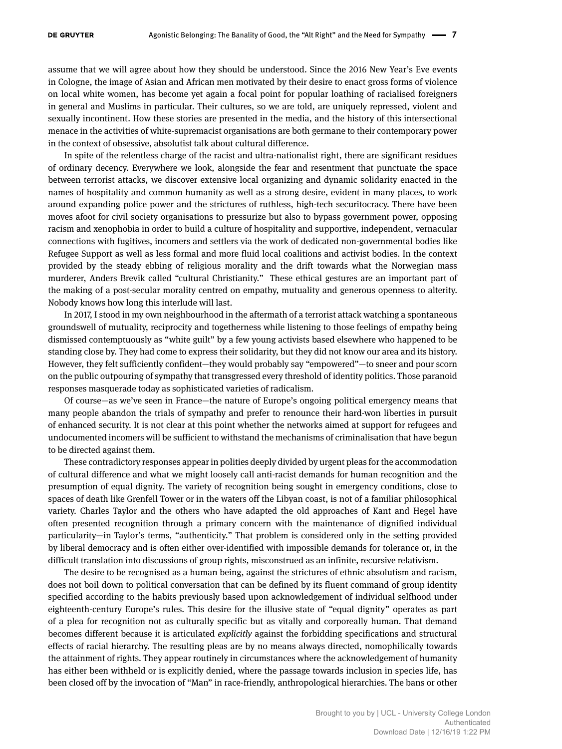assume that we will agree about how they should be understood. Since the 2016 New Year's Eve events in Cologne, the image of Asian and African men motivated by their desire to enact gross forms of violence on local white women, has become yet again a focal point for popular loathing of racialised foreigners in general and Muslims in particular. Their cultures, so we are told, are uniquely repressed, violent and sexually incontinent. How these stories are presented in the media, and the history of this intersectional menace in the activities of white-supremacist organisations are both germane to their contemporary power in the context of obsessive, absolutist talk about cultural difference.

In spite of the relentless charge of the racist and ultra-nationalist right, there are significant residues of ordinary decency. Everywhere we look, alongside the fear and resentment that punctuate the space between terrorist attacks, we discover extensive local organizing and dynamic solidarity enacted in the names of hospitality and common humanity as well as a strong desire, evident in many places, to work around expanding police power and the strictures of ruthless, high-tech securitocracy. There have been moves afoot for civil society organisations to pressurize but also to bypass government power, opposing racism and xenophobia in order to build a culture of hospitality and supportive, independent, vernacular connections with fugitives, incomers and settlers via the work of dedicated non-governmental bodies like Refugee Support as well as less formal and more fluid local coalitions and activist bodies. In the context provided by the steady ebbing of religious morality and the drift towards what the Norwegian mass murderer, Anders Brevik called "cultural Christianity." These ethical gestures are an important part of the making of a post-secular morality centred on empathy, mutuality and generous openness to alterity. Nobody knows how long this interlude will last.

In 2017, I stood in my own neighbourhood in the aftermath of a terrorist attack watching a spontaneous groundswell of mutuality, reciprocity and togetherness while listening to those feelings of empathy being dismissed contemptuously as "white guilt" by a few young activists based elsewhere who happened to be standing close by. They had come to express their solidarity, but they did not know our area and its history. However, they felt sufficiently confident—they would probably say "empowered"—to sneer and pour scorn on the public outpouring of sympathy that transgressed every threshold of identity politics. Those paranoid responses masquerade today as sophisticated varieties of radicalism.

Of course—as we've seen in France—the nature of Europe's ongoing political emergency means that many people abandon the trials of sympathy and prefer to renounce their hard-won liberties in pursuit of enhanced security. It is not clear at this point whether the networks aimed at support for refugees and undocumented incomers will be sufficient to withstand the mechanisms of criminalisation that have begun to be directed against them.

These contradictory responses appear in polities deeply divided by urgent pleas for the accommodation of cultural difference and what we might loosely call anti-racist demands for human recognition and the presumption of equal dignity. The variety of recognition being sought in emergency conditions, close to spaces of death like Grenfell Tower or in the waters off the Libyan coast, is not of a familiar philosophical variety. Charles Taylor and the others who have adapted the old approaches of Kant and Hegel have often presented recognition through a primary concern with the maintenance of dignified individual particularity—in Taylor's terms, "authenticity." That problem is considered only in the setting provided by liberal democracy and is often either over-identified with impossible demands for tolerance or, in the difficult translation into discussions of group rights, misconstrued as an infinite, recursive relativism.

The desire to be recognised as a human being, against the strictures of ethnic absolutism and racism, does not boil down to political conversation that can be defined by its fluent command of group identity specified according to the habits previously based upon acknowledgement of individual selfhood under eighteenth-century Europe's rules. This desire for the illusive state of "equal dignity" operates as part of a plea for recognition not as culturally specific but as vitally and corporeally human. That demand becomes different because it is articulated *explicitly* against the forbidding specifications and structural effects of racial hierarchy. The resulting pleas are by no means always directed, nomophilically towards the attainment of rights. They appear routinely in circumstances where the acknowledgement of humanity has either been withheld or is explicitly denied, where the passage towards inclusion in species life, has been closed off by the invocation of "Man" in race-friendly, anthropological hierarchies. The bans or other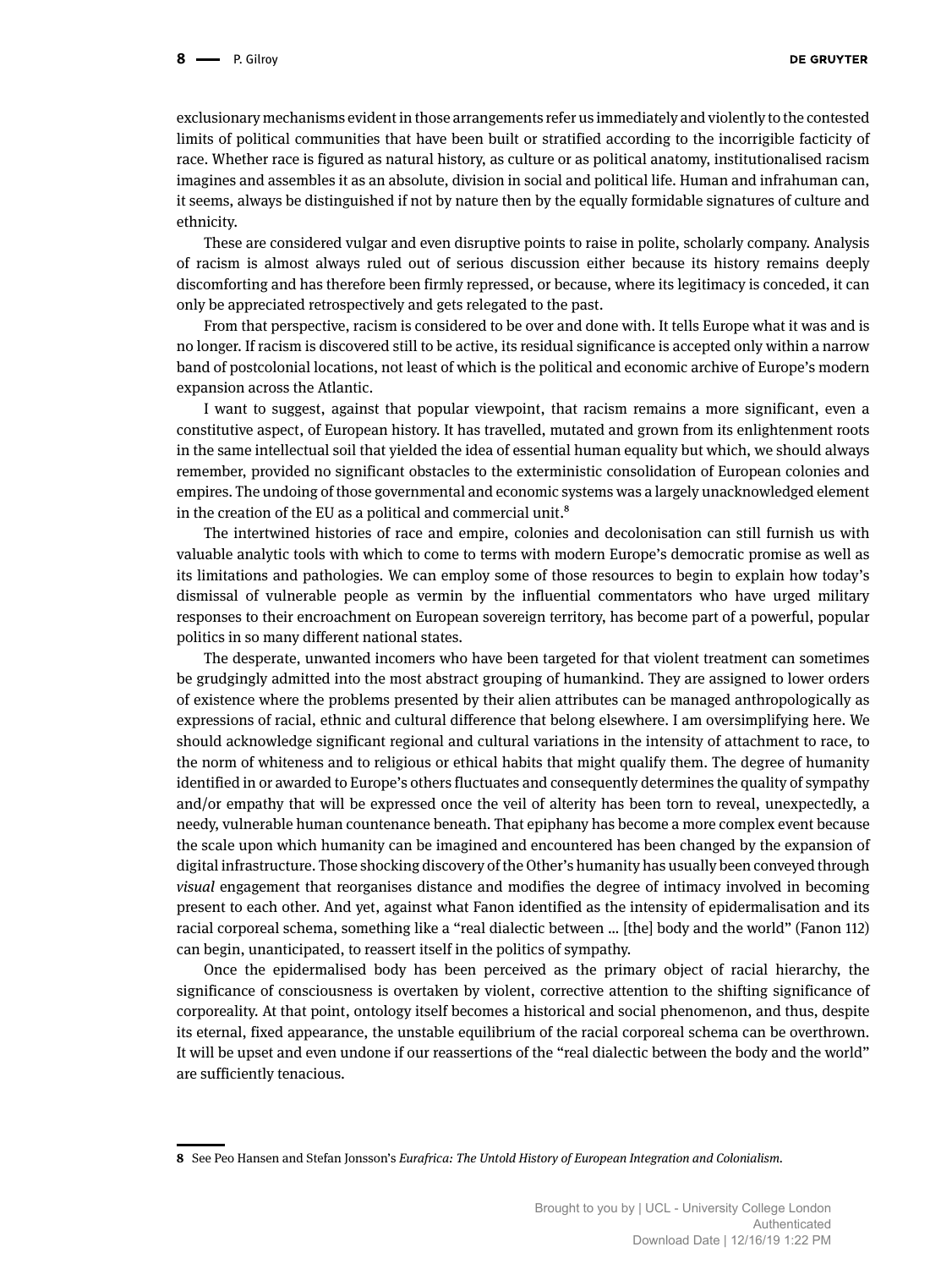exclusionary mechanisms evident in those arrangements refer us immediately and violently to the contested limits of political communities that have been built or stratified according to the incorrigible facticity of race. Whether race is figured as natural history, as culture or as political anatomy, institutionalised racism imagines and assembles it as an absolute, division in social and political life. Human and infrahuman can, it seems, always be distinguished if not by nature then by the equally formidable signatures of culture and ethnicity.

These are considered vulgar and even disruptive points to raise in polite, scholarly company. Analysis of racism is almost always ruled out of serious discussion either because its history remains deeply discomforting and has therefore been firmly repressed, or because, where its legitimacy is conceded, it can only be appreciated retrospectively and gets relegated to the past.

From that perspective, racism is considered to be over and done with. It tells Europe what it was and is no longer. If racism is discovered still to be active, its residual significance is accepted only within a narrow band of postcolonial locations, not least of which is the political and economic archive of Europe's modern expansion across the Atlantic.

I want to suggest, against that popular viewpoint, that racism remains a more significant, even a constitutive aspect, of European history. It has travelled, mutated and grown from its enlightenment roots in the same intellectual soil that yielded the idea of essential human equality but which, we should always remember, provided no significant obstacles to the exterministic consolidation of European colonies and empires. The undoing of those governmental and economic systems was a largely unacknowledged element in the creation of the EU as a political and commercial unit.[8]

The intertwined histories of race and empire, colonies and decolonisation can still furnish us with valuable analytic tools with which to come to terms with modern Europe's democratic promise as well as its limitations and pathologies. We can employ some of those resources to begin to explain how today's dismissal of vulnerable people as vermin by the influential commentators who have urged military responses to their encroachment on European sovereign territory, has become part of a powerful, popular politics in so many different national states.

The desperate, unwanted incomers who have been targeted for that violent treatment can sometimes be grudgingly admitted into the most abstract grouping of humankind. They are assigned to lower orders of existence where the problems presented by their alien attributes can be managed anthropologically as expressions of racial, ethnic and cultural difference that belong elsewhere. I am oversimplifying here. We should acknowledge significant regional and cultural variations in the intensity of attachment to race, to the norm of whiteness and to religious or ethical habits that might qualify them. The degree of humanity identified in or awarded to Europe's others fluctuates and consequently determines the quality of sympathy and/or empathy that will be expressed once the veil of alterity has been torn to reveal, unexpectedly, a needy, vulnerable human countenance beneath. That epiphany has become a more complex event because the scale upon which humanity can be imagined and encountered has been changed by the expansion of digital infrastructure. Those shocking discovery of the Other's humanity has usually been conveyed through *visual* engagement that reorganises distance and modifies the degree of intimacy involved in becoming present to each other. And yet, against what Fanon identified as the intensity of epidermalisation and its racial corporeal schema, something like a "real dialectic between … [the] body and the world" (Fanon 112) can begin, unanticipated, to reassert itself in the politics of sympathy.

Once the epidermalised body has been perceived as the primary object of racial hierarchy, the significance of consciousness is overtaken by violent, corrective attention to the shifting significance of corporeality. At that point, ontology itself becomes a historical and social phenomenon, and thus, despite its eternal, fixed appearance, the unstable equilibrium of the racial corporeal schema can be overthrown. It will be upset and even undone if our reassertions of the "real dialectic between the body and the world" are sufficiently tenacious.

---

**8** See Peo Hansen and Stefan Jonsson's *Eurafrica: The Untold History of European Integration and Colonialism.*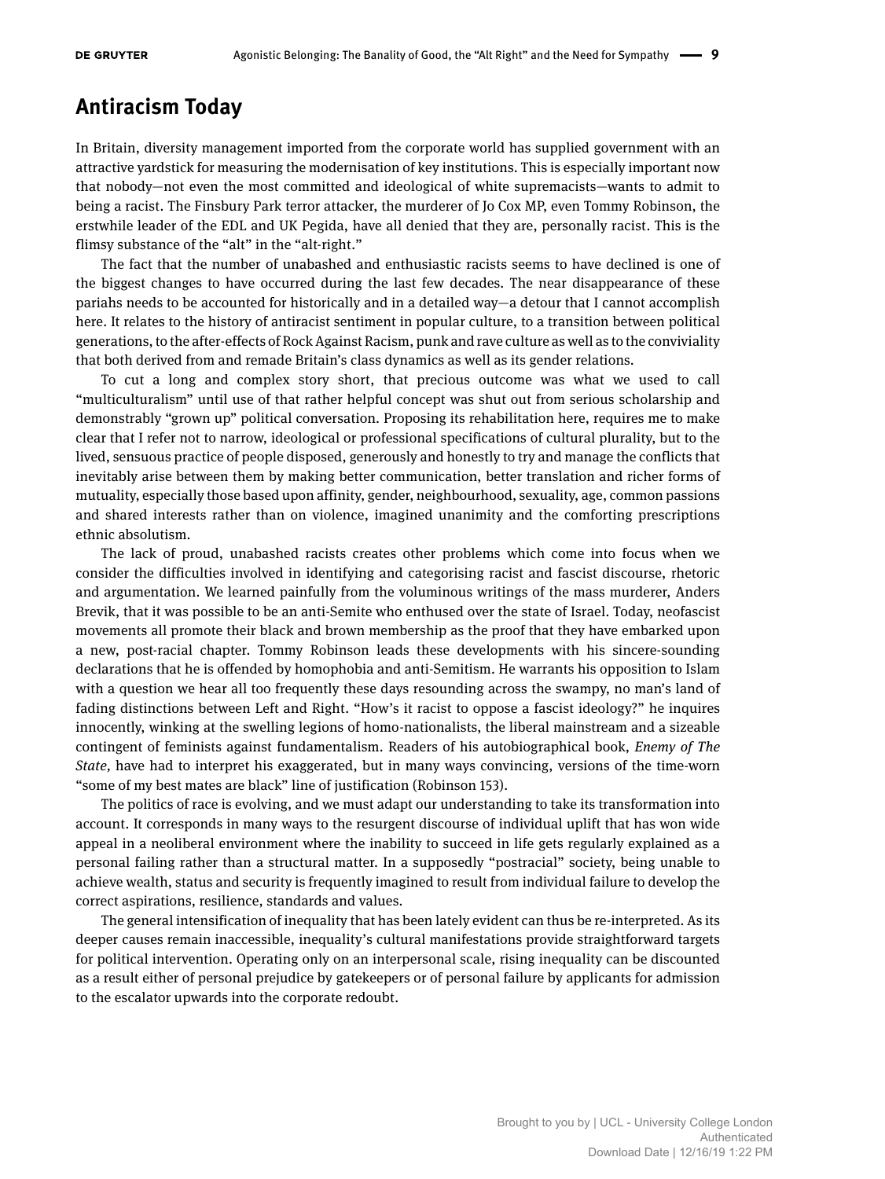## Antiracism Today

In Britain, diversity management imported from the corporate world has supplied government with an attractive yardstick for measuring the modernisation of key institutions. This is especially important now that nobody—not even the most committed and ideological of white supremacists—wants to admit to being a racist. The Finsbury Park terror attacker, the murderer of Jo Cox MP, even Tommy Robinson, the erstwhile leader of the EDL and UK Pegida, have all denied that they are, personally racist. This is the flimsy substance of the "alt" in the "alt-right."

The fact that the number of unabashed and enthusiastic racists seems to have declined is one of the biggest changes to have occurred during the last few decades. The near disappearance of these pariahs needs to be accounted for historically and in a detailed way—a detour that I cannot accomplish here. It relates to the history of antiracist sentiment in popular culture, to a transition between political generations, to the after-effects of Rock Against Racism, punk and rave culture as well as to the conviviality that both derived from and remade Britain's class dynamics as well as its gender relations.

To cut a long and complex story short, that precious outcome was what we used to call "multiculturalism" until use of that rather helpful concept was shut out from serious scholarship and demonstrably "grown up" political conversation. Proposing its rehabilitation here, requires me to make clear that I refer not to narrow, ideological or professional specifications of cultural plurality, but to the lived, sensuous practice of people disposed, generously and honestly to try and manage the conflicts that inevitably arise between them by making better communication, better translation and richer forms of mutuality, especially those based upon affinity, gender, neighbourhood, sexuality, age, common passions and shared interests rather than on violence, imagined unanimity and the comforting prescriptions ethnic absolutism.

The lack of proud, unabashed racists creates other problems which come into focus when we consider the difficulties involved in identifying and categorising racist and fascist discourse, rhetoric and argumentation. We learned painfully from the voluminous writings of the mass murderer, Anders Brevik, that it was possible to be an anti-Semite who enthused over the state of Israel. Today, neofascist movements all promote their black and brown membership as the proof that they have embarked upon a new, post-racial chapter. Tommy Robinson leads these developments with his sincere-sounding declarations that he is offended by homophobia and anti-Semitism. He warrants his opposition to Islam with a question we hear all too frequently these days resounding across the swampy, no man's land of fading distinctions between Left and Right. "How's it racist to oppose a fascist ideology?" he inquires innocently, winking at the swelling legions of homo-nationalists, the liberal mainstream and a sizeable contingent of feminists against fundamentalism. Readers of his autobiographical book, *Enemy of The State*, have had to interpret his exaggerated, but in many ways convincing, versions of the time-worn "some of my best mates are black" line of justification (Robinson 153).

The politics of race is evolving, and we must adapt our understanding to take its transformation into account. It corresponds in many ways to the resurgent discourse of individual uplift that has won wide appeal in a neoliberal environment where the inability to succeed in life gets regularly explained as a personal failing rather than a structural matter. In a supposedly "postracial" society, being unable to achieve wealth, status and security is frequently imagined to result from individual failure to develop the correct aspirations, resilience, standards and values.

The general intensification of inequality that has been lately evident can thus be re-interpreted. As its deeper causes remain inaccessible, inequality's cultural manifestations provide straightforward targets for political intervention. Operating only on an interpersonal scale, rising inequality can be discounted as a result either of personal prejudice by gatekeepers or of personal failure by applicants for admission to the escalator upwards into the corporate redoubt.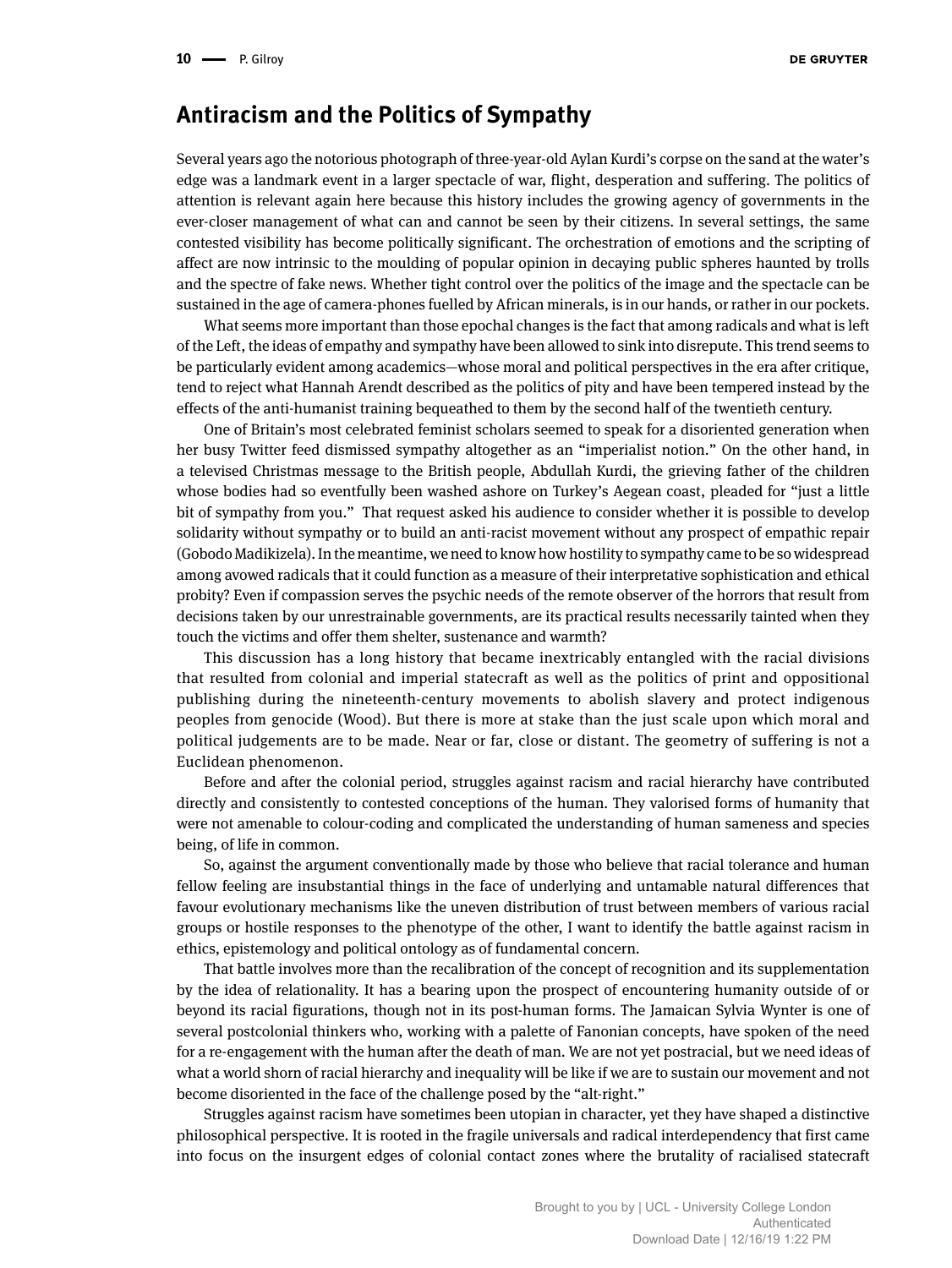## Antiracism and the Politics of Sympathy

Several years ago the notorious photograph of three-year-old Aylan Kurdi's corpse on the sand at the water's edge was a landmark event in a larger spectacle of war, flight, desperation and suffering. The politics of attention is relevant again here because this history includes the growing agency of governments in the ever-closer management of what can and cannot be seen by their citizens. In several settings, the same contested visibility has become politically significant. The orchestration of emotions and the scripting of affect are now intrinsic to the moulding of popular opinion in decaying public spheres haunted by trolls and the spectre of fake news. Whether tight control over the politics of the image and the spectacle can be sustained in the age of camera-phones fuelled by African minerals, is in our hands, or rather in our pockets.

What seems more important than those epochal changes is the fact that among radicals and what is left of the Left, the ideas of empathy and sympathy have been allowed to sink into disrepute. This trend seems to be particularly evident among academics—whose moral and political perspectives in the era after critique, tend to reject what Hannah Arendt described as the politics of pity and have been tempered instead by the effects of the anti-humanist training bequeathed to them by the second half of the twentieth century.

One of Britain's most celebrated feminist scholars seemed to speak for a disoriented generation when her busy Twitter feed dismissed sympathy altogether as an "imperialist notion." On the other hand, in a televised Christmas message to the British people, Abdullah Kurdi, the grieving father of the children whose bodies had so eventfully been washed ashore on Turkey's Aegean coast, pleaded for "just a little bit of sympathy from you." That request asked his audience to consider whether it is possible to develop solidarity without sympathy or to build an anti-racist movement without any prospect of empathic repair (Gobodo Madikizela). In the meantime, we need to know how hostility to sympathy came to be so widespread among avowed radicals that it could function as a measure of their interpretative sophistication and ethical probity? Even if compassion serves the psychic needs of the remote observer of the horrors that result from decisions taken by our unrestrainable governments, are its practical results necessarily tainted when they touch the victims and offer them shelter, sustenance and warmth?

This discussion has a long history that became inextricably entangled with the racial divisions that resulted from colonial and imperial statecraft as well as the politics of print and oppositional publishing during the nineteenth-century movements to abolish slavery and protect indigenous peoples from genocide (Wood). But there is more at stake than the just scale upon which moral and political judgements are to be made. Near or far, close or distant. The geometry of suffering is not a Euclidean phenomenon.

Before and after the colonial period, struggles against racism and racial hierarchy have contributed directly and consistently to contested conceptions of the human. They valorised forms of humanity that were not amenable to colour-coding and complicated the understanding of human sameness and species being, of life in common.

So, against the argument conventionally made by those who believe that racial tolerance and human fellow feeling are insubstantial things in the face of underlying and untamable natural differences that favour evolutionary mechanisms like the uneven distribution of trust between members of various racial groups or hostile responses to the phenotype of the other, I want to identify the battle against racism in ethics, epistemology and political ontology as of fundamental concern.

That battle involves more than the recalibration of the concept of recognition and its supplementation by the idea of relationality. It has a bearing upon the prospect of encountering humanity outside of or beyond its racial figurations, though not in its post-human forms. The Jamaican Sylvia Wynter is one of several postcolonial thinkers who, working with a palette of Fanonian concepts, have spoken of the need for a re-engagement with the human after the death of man. We are not yet postracial, but we need ideas of what a world shorn of racial hierarchy and inequality will be like if we are to sustain our movement and not become disoriented in the face of the challenge posed by the "alt-right."

Struggles against racism have sometimes been utopian in character, yet they have shaped a distinctive philosophical perspective. It is rooted in the fragile universals and radical interdependency that first came into focus on the insurgent edges of colonial contact zones where the brutality of racialised statecraft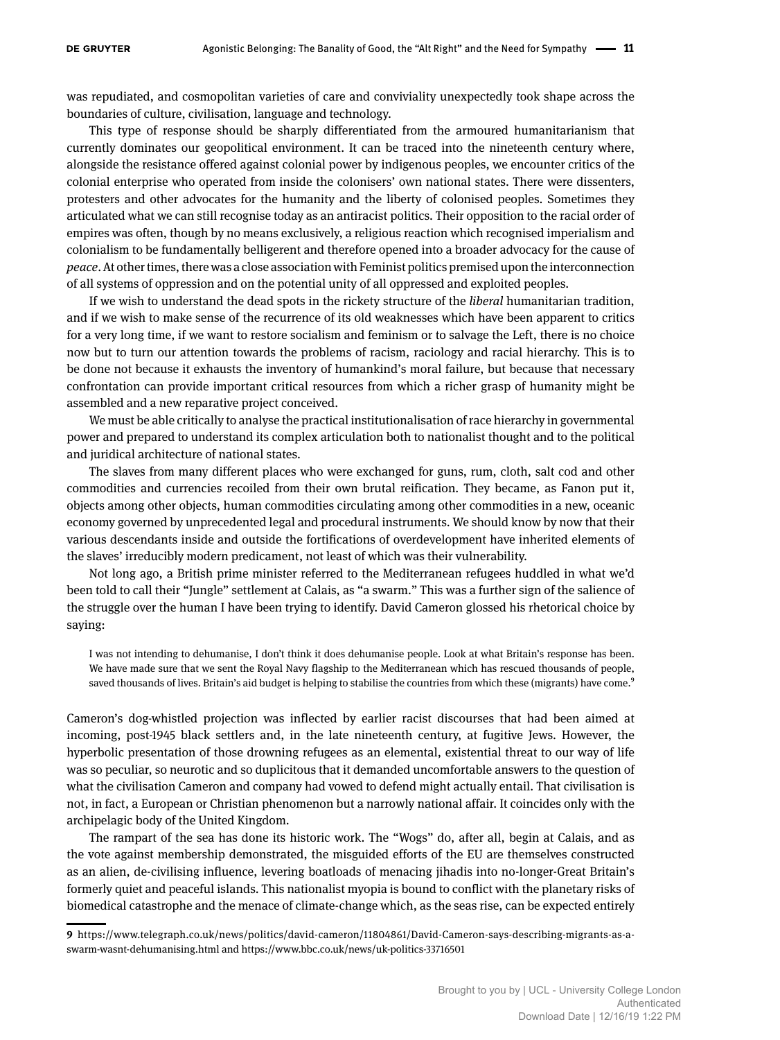was repudiated, and cosmopolitan varieties of care and conviviality unexpectedly took shape across the boundaries of culture, civilisation, language and technology.

This type of response should be sharply differentiated from the armoured humanitarianism that currently dominates our geopolitical environment. It can be traced into the nineteenth century where, alongside the resistance offered against colonial power by indigenous peoples, we encounter critics of the colonial enterprise who operated from inside the colonisers' own national states. There were dissenters, protesters and other advocates for the humanity and the liberty of colonised peoples. Sometimes they articulated what we can still recognise today as an antiracist politics. Their opposition to the racial order of empires was often, though by no means exclusively, a religious reaction which recognised imperialism and colonialism to be fundamentally belligerent and therefore opened into a broader advocacy for the cause of *peace*. At other times, there was a close association with Feminist politics premised upon the interconnection of all systems of oppression and on the potential unity of all oppressed and exploited peoples.

If we wish to understand the dead spots in the rickety structure of the *liberal* humanitarian tradition, and if we wish to make sense of the recurrence of its old weaknesses which have been apparent to critics for a very long time, if we want to restore socialism and feminism or to salvage the Left, there is no choice now but to turn our attention towards the problems of racism, raciology and racial hierarchy. This is to be done not because it exhausts the inventory of humankind's moral failure, but because that necessary confrontation can provide important critical resources from which a richer grasp of humanity might be assembled and a new reparative project conceived.

We must be able critically to analyse the practical institutionalisation of race hierarchy in governmental power and prepared to understand its complex articulation both to nationalist thought and to the political and juridical architecture of national states.

The slaves from many different places who were exchanged for guns, rum, cloth, salt cod and other commodities and currencies recoiled from their own brutal reification. They became, as Fanon put it, objects among other objects, human commodities circulating among other commodities in a new, oceanic economy governed by unprecedented legal and procedural instruments. We should know by now that their various descendants inside and outside the fortifications of overdevelopment have inherited elements of the slaves' irreducibly modern predicament, not least of which was their vulnerability.

Not long ago, a British prime minister referred to the Mediterranean refugees huddled in what we'd been told to call their "Jungle" settlement at Calais, as "a swarm." This was a further sign of the salience of the struggle over the human I have been trying to identify. David Cameron glossed his rhetorical choice by saying:

> I was not intending to dehumanise, I don't think it does dehumanise people. Look at what Britain's response has been. We have made sure that we sent the Royal Navy flagship to the Mediterranean which has rescued thousands of people, saved thousands of lives. Britain's aid budget is helping to stabilise the countries from which these (migrants) have come.[9]

Cameron's dog-whistled projection was inflected by earlier racist discourses that had been aimed at incoming, post-1945 black settlers and, in the late nineteenth century, at fugitive Jews. However, the hyperbolic presentation of those drowning refugees as an elemental, existential threat to our way of life was so peculiar, so neurotic and so duplicitous that it demanded uncomfortable answers to the question of what the civilisation Cameron and company had vowed to defend might actually entail. That civilisation is not, in fact, a European or Christian phenomenon but a narrowly national affair. It coincides only with the archipelagic body of the United Kingdom.

The rampart of the sea has done its historic work. The "Wogs" do, after all, begin at Calais, and as the vote against membership demonstrated, the misguided efforts of the EU are themselves constructed as an alien, de-civilising influence, levering boatloads of menacing jihadis into no-longer-Great Britain's formerly quiet and peaceful islands. This nationalist myopia is bound to conflict with the planetary risks of biomedical catastrophe and the menace of climate-change which, as the seas rise, can be expected entirely

---

9 https://www.telegraph.co.uk/news/politics/david-cameron/11804861/David-Cameron-says-describing-migrants-as-a-swarm-wasnt-dehumanising.html and https://www.bbc.co.uk/news/uk-politics-33716501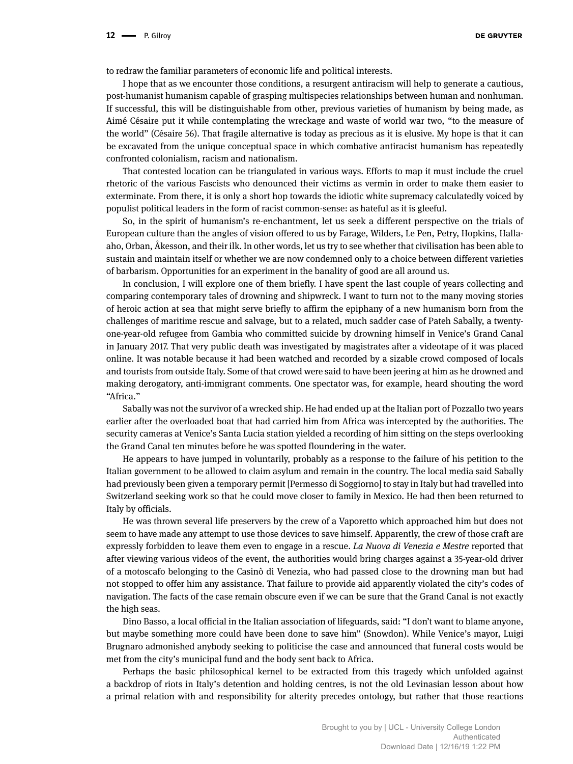to redraw the familiar parameters of economic life and political interests.

I hope that as we encounter those conditions, a resurgent antiracism will help to generate a cautious, post-humanist humanism capable of grasping multispecies relationships between human and nonhuman. If successful, this will be distinguishable from other, previous varieties of humanism by being made, as Aimé Césaire put it while contemplating the wreckage and waste of world war two, "to the measure of the world" (Césaire 56). That fragile alternative is today as precious as it is elusive. My hope is that it can be excavated from the unique conceptual space in which combative antiracist humanism has repeatedly confronted colonialism, racism and nationalism.

That contested location can be triangulated in various ways. Efforts to map it must include the cruel rhetoric of the various Fascists who denounced their victims as vermin in order to make them easier to exterminate. From there, it is only a short hop towards the idiotic white supremacy calculatedly voiced by populist political leaders in the form of racist common-sense: as hateful as it is gleeful.

So, in the spirit of humanism's re-enchantment, let us seek a different perspective on the trials of European culture than the angles of vision offered to us by Farage, Wilders, Le Pen, Petry, Hopkins, Halla-aho, Orban, Åkesson, and their ilk. In other words, let us try to see whether that civilisation has been able to sustain and maintain itself or whether we are now condemned only to a choice between different varieties of barbarism. Opportunities for an experiment in the banality of good are all around us.

In conclusion, I will explore one of them briefly. I have spent the last couple of years collecting and comparing contemporary tales of drowning and shipwreck. I want to turn not to the many moving stories of heroic action at sea that might serve briefly to affirm the epiphany of a new humanism born from the challenges of maritime rescue and salvage, but to a related, much sadder case of Pateh Sabally, a twenty-one-year-old refugee from Gambia who committed suicide by drowning himself in Venice's Grand Canal in January 2017. That very public death was investigated by magistrates after a videotape of it was placed online. It was notable because it had been watched and recorded by a sizable crowd composed of locals and tourists from outside Italy. Some of that crowd were said to have been jeering at him as he drowned and making derogatory, anti-immigrant comments. One spectator was, for example, heard shouting the word "Africa."

Sabally was not the survivor of a wrecked ship. He had ended up at the Italian port of Pozzallo two years earlier after the overloaded boat that had carried him from Africa was intercepted by the authorities. The security cameras at Venice's Santa Lucia station yielded a recording of him sitting on the steps overlooking the Grand Canal ten minutes before he was spotted floundering in the water.

He appears to have jumped in voluntarily, probably as a response to the failure of his petition to the Italian government to be allowed to claim asylum and remain in the country. The local media said Sabally had previously been given a temporary permit [Permesso di Soggiorno] to stay in Italy but had travelled into Switzerland seeking work so that he could move closer to family in Mexico. He had then been returned to Italy by officials.

He was thrown several life preservers by the crew of a Vaporetto which approached him but does not seem to have made any attempt to use those devices to save himself. Apparently, the crew of those craft are expressly forbidden to leave them even to engage in a rescue. *La Nuova di Venezia e Mestre* reported that after viewing various videos of the event, the authorities would bring charges against a 35-year-old driver of a motoscafo belonging to the Casinò di Venezia, who had passed close to the drowning man but had not stopped to offer him any assistance. That failure to provide aid apparently violated the city's codes of navigation. The facts of the case remain obscure even if we can be sure that the Grand Canal is not exactly the high seas.

Dino Basso, a local official in the Italian association of lifeguards, said: "I don't want to blame anyone, but maybe something more could have been done to save him" (Snowdon). While Venice's mayor, Luigi Brugnaro admonished anybody seeking to politicise the case and announced that funeral costs would be met from the city's municipal fund and the body sent back to Africa.

Perhaps the basic philosophical kernel to be extracted from this tragedy which unfolded against a backdrop of riots in Italy's detention and holding centres, is not the old Levinasian lesson about how a primal relation with and responsibility for alterity precedes ontology, but rather that those reactions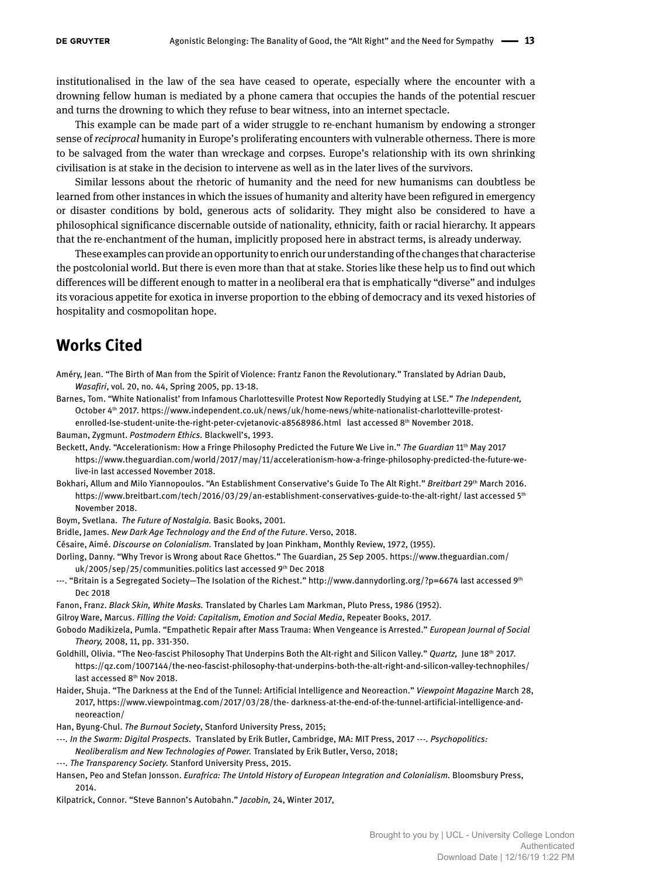institutionalised in the law of the sea have ceased to operate, especially where the encounter with a drowning fellow human is mediated by a phone camera that occupies the hands of the potential rescuer and turns the drowning to which they refuse to bear witness, into an internet spectacle.

This example can be made part of a wider struggle to re-enchant humanism by endowing a stronger sense of *reciprocal* humanity in Europe's proliferating encounters with vulnerable otherness. There is more to be salvaged from the water than wreckage and corpses. Europe's relationship with its own shrinking civilisation is at stake in the decision to intervene as well as in the later lives of the survivors.

Similar lessons about the rhetoric of humanity and the need for new humanisms can doubtless be learned from other instances in which the issues of humanity and alterity have been refigured in emergency or disaster conditions by bold, generous acts of solidarity. They might also be considered to have a philosophical significance discernable outside of nationality, ethnicity, faith or racial hierarchy. It appears that the re-enchantment of the human, implicitly proposed here in abstract terms, is already underway.

These examples can provide an opportunity to enrich our understanding of the changes that characterise the postcolonial world. But there is even more than that at stake. Stories like these help us to find out which differences will be different enough to matter in a neoliberal era that is emphatically "diverse" and indulges its voracious appetite for exotica in inverse proportion to the ebbing of democracy and its vexed histories of hospitality and cosmopolitan hope.

## Works Cited

Améry, Jean. "The Birth of Man from the Spirit of Violence: Frantz Fanon the Revolutionary." Translated by Adrian Daub, *Wasafiri*, vol. 20, no. 44, Spring 2005, pp. 13-18.

Barnes, Tom. "White Nationalist' from Infamous Charlottesville Protest Now Reportedly Studying at LSE." *The Independent,* October 4th 2017. https://www.independent.co.uk/news/uk/home-news/white-nationalist-charlotteville-protest-enrolled-lse-student-unite-the-right-peter-cvjetanovic-a8568986.html last accessed 8th November 2018.

Bauman, Zygmunt. *Postmodern Ethics.* Blackwell's, 1993.

Beckett, Andy. "Accelerationism: How a Fringe Philosophy Predicted the Future We Live in." *The Guardian* 11th May 2017 https://www.theguardian.com/world/2017/may/11/accelerationism-how-a-fringe-philosophy-predicted-the-future-we-live-in last accessed November 2018.

Bokhari, Allum and Milo Yiannopoulos. "An Establishment Conservative's Guide To The Alt Right." *Breitbart* 29th March 2016. https://www.breitbart.com/tech/2016/03/29/an-establishment-conservatives-guide-to-the-alt-right/ last accessed 5th November 2018.

Boym, Svetlana. *The Future of Nostalgia.* Basic Books, 2001.

Bridle, James. *New Dark Age Technology and the End of the Future*. Verso, 2018.

Césaire, Aimé. *Discourse on Colonialism.* Translated by Joan Pinkham, Monthly Review, 1972, (1955).

Dorling, Danny. "Why Trevor is Wrong about Race Ghettos." The Guardian, 25 Sep 2005. https://www.theguardian.com/uk/2005/sep/25/communities.politics last accessed 9th Dec 2018

---. "Britain is a Segregated Society—The Isolation of the Richest." http://www.dannydorling.org/?p=6674 last accessed 9th Dec 2018

Fanon, Franz. *Black Skin, White Masks.* Translated by Charles Lam Markman, Pluto Press, 1986 (1952).

Gilroy Ware, Marcus. *Filling the Void: Capitalism, Emotion and Social Media*, Repeater Books, 2017.

Gobodo Madikizela, Pumla. "Empathetic Repair after Mass Trauma: When Vengeance is Arrested." *European Journal of Social Theory,* 2008, 11, pp. 331-350.

Goldhill, Olivia. "The Neo-fascist Philosophy That Underpins Both the Alt-right and Silicon Valley." *Quartz,* June 18th 2017. https://qz.com/1007144/the-neo-fascist-philosophy-that-underpins-both-the-alt-right-and-silicon-valley-technophiles/ last accessed 8th Nov 2018.

Haider, Shuja. "The Darkness at the End of the Tunnel: Artificial Intelligence and Neoreaction." *Viewpoint Magazine* March 28, 2017, https://www.viewpointmag.com/2017/03/28/the- darkness-at-the-end-of-the-tunnel-artificial-intelligence-and-neoreaction/

Han, Byung-Chul. *The Burnout Society*, Stanford University Press, 2015;

---. *In the Swarm: Digital Prospects.* Translated by Erik Butler, Cambridge, MA: MIT Press, 2017 ---. *Psychopolitics: Neoliberalism and New Technologies of Power.* Translated by Erik Butler, Verso, 2018;

---. *The Transparency Society.* Stanford University Press, 2015.

Hansen, Peo and Stefan Jonsson. *Eurafrica: The Untold History of European Integration and Colonialism.* Bloomsbury Press, 2014.

Kilpatrick, Connor. "Steve Bannon's Autobahn." *Jacobin,* 24, Winter 2017,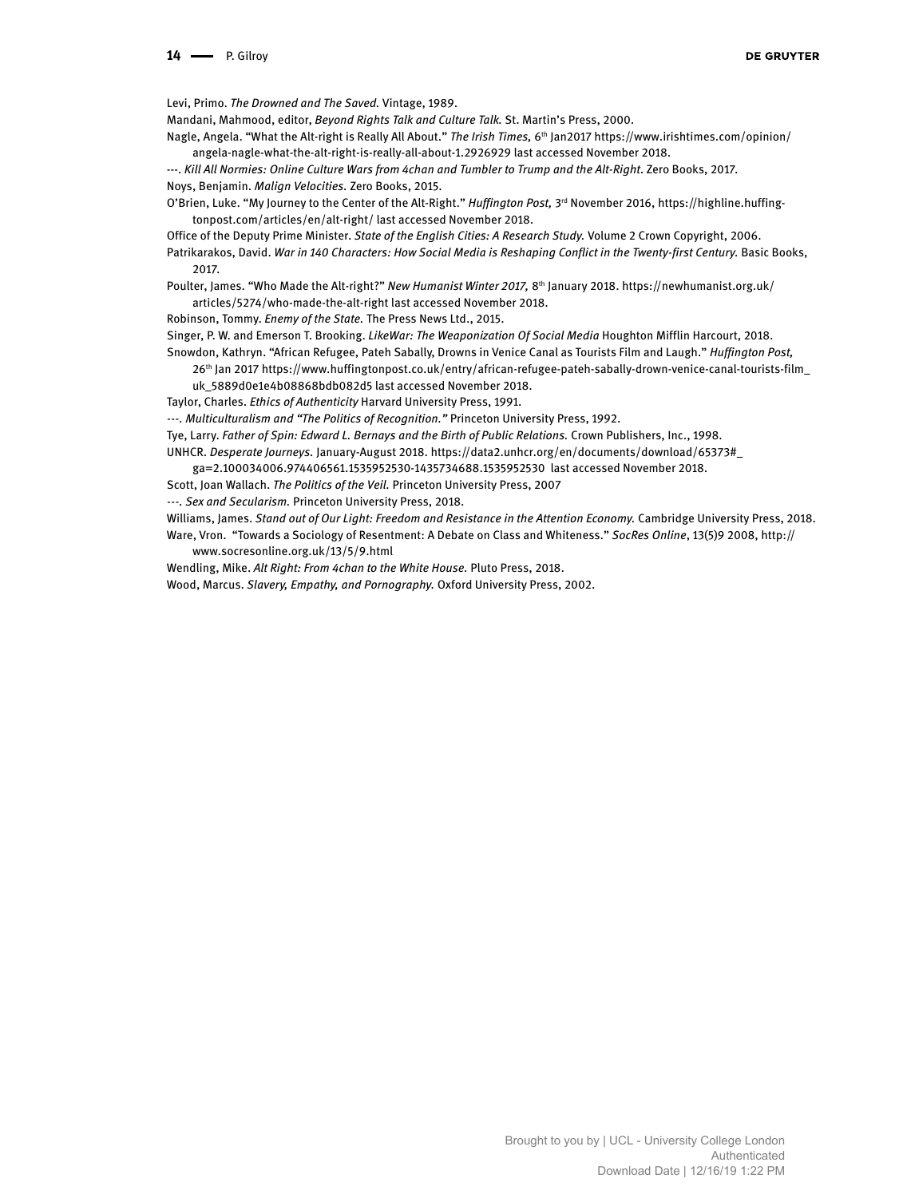Levi, Primo. *The Drowned and The Saved*. Vintage, 1989.

Mandani, Mahmood, editor, *Beyond Rights Talk and Culture Talk*. St. Martin's Press, 2000.

Nagle, Angela. "What the Alt-right is Really All About." *The Irish Times,* 6th Jan2017 https://www.irishtimes.com/opinion/angela-nagle-what-the-alt-right-is-really-all-about-1.2926929 last accessed November 2018.

---. *Kill All Normies: Online Culture Wars from 4chan and Tumbler to Trump and the Alt-Right*. Zero Books, 2017.

Noys, Benjamin. *Malign Velocities*. Zero Books, 2015.

O'Brien, Luke. "My Journey to the Center of the Alt-Right." *Huffington Post,* 3rd November 2016, https://highline.huffingtonpost.com/articles/en/alt-right/ last accessed November 2018.

Office of the Deputy Prime Minister. *State of the English Cities: A Research Study*. Volume 2 Crown Copyright, 2006.

Patrikarakos, David. *War in 140 Characters: How Social Media is Reshaping Conflict in the Twenty-first Century*. Basic Books, 2017.

Poulter, James. "Who Made the Alt-right?" *New Humanist Winter 2017,* 8th January 2018. https://newhumanist.org.uk/articles/5274/who-made-the-alt-right last accessed November 2018.

Robinson, Tommy. *Enemy of the State*. The Press News Ltd., 2015.

Singer, P. W. and Emerson T. Brooking. *LikeWar: The Weaponization Of Social Media* Houghton Mifflin Harcourt, 2018.

Snowdon, Kathryn. "African Refugee, Pateh Sabally, Drowns in Venice Canal as Tourists Film and Laugh." *Huffington Post,* 26th Jan 2017 https://www.huffingtonpost.co.uk/entry/african-refugee-pateh-sabally-drown-venice-canal-tourists-film_uk_5889d0e1e4b08868bdb082d5 last accessed November 2018.

Taylor, Charles. *Ethics of Authenticity* Harvard University Press, 1991.

---. *Multiculturalism and "The Politics of Recognition."* Princeton University Press, 1992.

Tye, Larry. *Father of Spin: Edward L. Bernays and the Birth of Public Relations*. Crown Publishers, Inc., 1998.

UNHCR. *Desperate Journeys*. January-August 2018. https://data2.unhcr.org/en/documents/download/65373#_ga=2.100034006.974406561.1535952530-1435734688.1535952530 last accessed November 2018.

Scott, Joan Wallach. *The Politics of the Veil*. Princeton University Press, 2007

---. *Sex and Secularism*. Princeton University Press, 2018.

Williams, James. *Stand out of Our Light: Freedom and Resistance in the Attention Economy*. Cambridge University Press, 2018.

Ware, Vron. "Towards a Sociology of Resentment: A Debate on Class and Whiteness." *SocRes Online*, 13(5)9 2008, http://www.socresonline.org.uk/13/5/9.html

Wendling, Mike. *Alt Right: From 4chan to the White House*. Pluto Press, 2018.

Wood, Marcus. *Slavery, Empathy, and Pornography*. Oxford University Press, 2002.